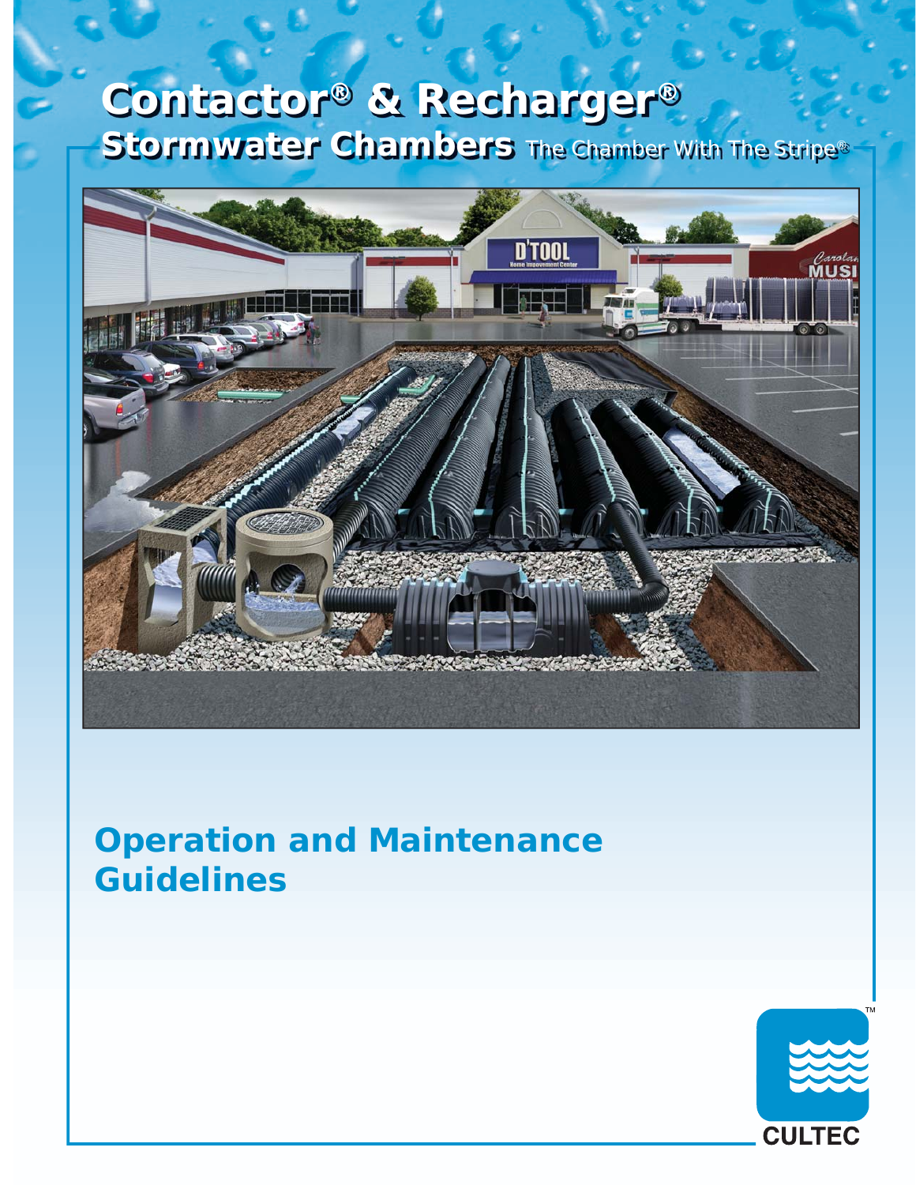# Contactor® & Recharger®

## Stormwater Chambers The Chamber With The Stripe®

# Operation and Maintenance Guidelines

CULTEC™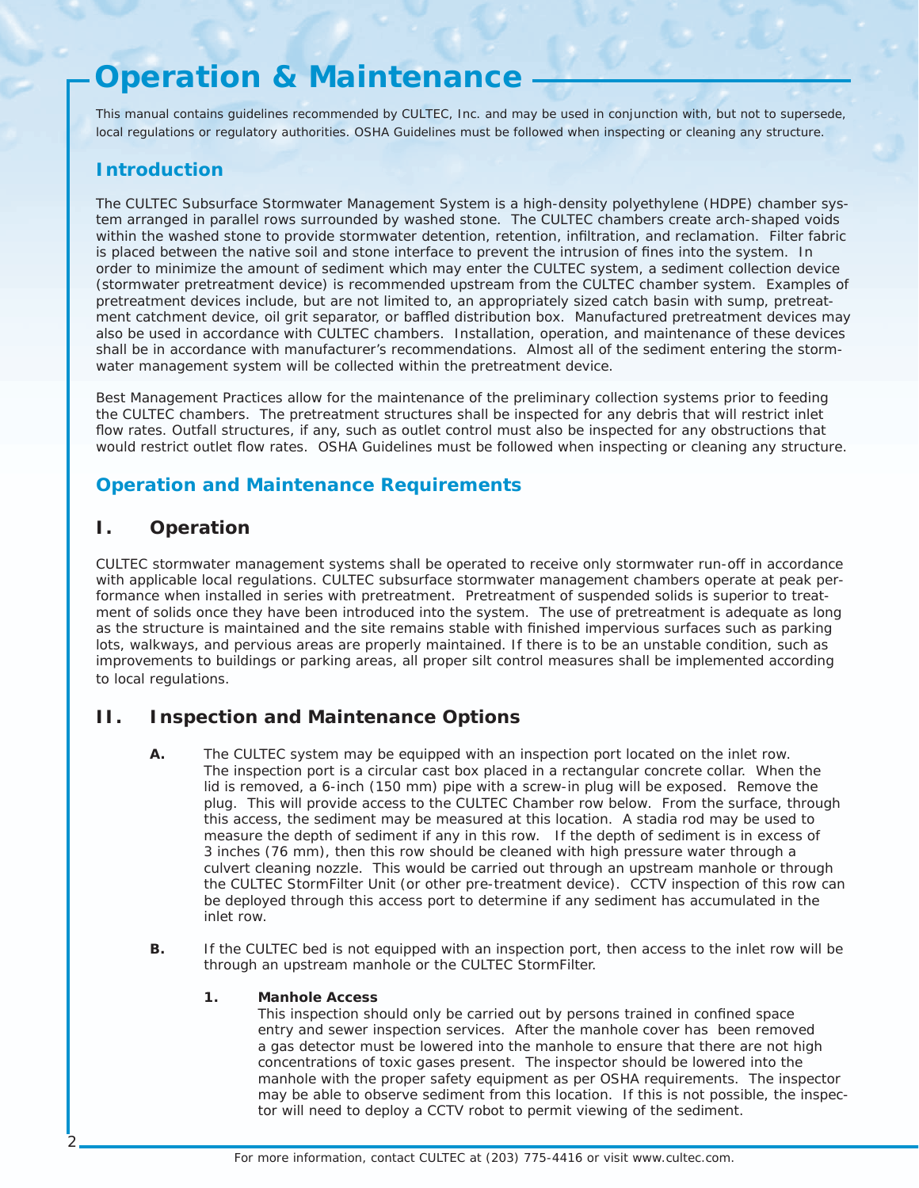# Operation & Maintenance

This manual contains guidelines recommended by CULTEC, Inc. and may be used in conjunction with, but not to supersede, local regulations or regulatory authorities. OSHA Guidelines must be followed when inspecting or cleaning any structure.

## Introduction

The CULTEC Subsurface Stormwater Management System is a high-density polyethylene (HDPE) chamber system arranged in parallel rows surrounded by washed stone. The CULTEC chambers create arch-shaped voids within the washed stone to provide stormwater detention, retention, infiltration, and reclamation. Filter fabric is placed between the native soil and stone interface to prevent the intrusion of fines into the system. In order to minimize the amount of sediment which may enter the CULTEC system, a sediment collection device (stormwater pretreatment device) is recommended upstream from the CULTEC chamber system. Examples of pretreatment devices include, but are not limited to, an appropriately sized catch basin with sump, pretreatment catchment device, oil grit separator, or baffled distribution box. Manufactured pretreatment devices may also be used in accordance with CULTEC chambers. Installation, operation, and maintenance of these devices shall be in accordance with manufacturer's recommendations. Almost all of the sediment entering the stormwater management system will be collected within the pretreatment device.

Best Management Practices allow for the maintenance of the preliminary collection systems prior to feeding the CULTEC chambers. The pretreatment structures shall be inspected for any debris that will restrict inlet flow rates. Outfall structures, if any, such as outlet control must also be inspected for any obstructions that would restrict outlet flow rates. OSHA Guidelines must be followed when inspecting or cleaning any structure.

## Operation and Maintenance Requirements

### I. Operation

CULTEC stormwater management systems shall be operated to receive only stormwater run-off in accordance with applicable local regulations. CULTEC subsurface stormwater management chambers operate at peak performance when installed in series with pretreatment. Pretreatment of suspended solids is superior to treatment of solids once they have been introduced into the system. The use of pretreatment is adequate as long as the structure is maintained and the site remains stable with finished impervious surfaces such as parking lots, walkways, and pervious areas are properly maintained. If there is to be an unstable condition, such as improvements to buildings or parking areas, all proper silt control measures shall be implemented according to local regulations.

### II. Inspection and Maintenance Options

**A.** The CULTEC system may be equipped with an inspection port located on the inlet row. The inspection port is a circular cast box placed in a rectangular concrete collar. When the lid is removed, a 6-inch (150 mm) pipe with a screw-in plug will be exposed. Remove the plug. This will provide access to the CULTEC Chamber row below. From the surface, through this access, the sediment may be measured at this location. A stadia rod may be used to measure the depth of sediment if any in this row. If the depth of sediment is in excess of 3 inches (76 mm), then this row should be cleaned with high pressure water through a culvert cleaning nozzle. This would be carried out through an upstream manhole or through the CULTEC StormFilter Unit (or other pre-treatment device). CCTV inspection of this row can be deployed through this access port to determine if any sediment has accumulated in the inlet row.

**B.** If the CULTEC bed is not equipped with an inspection port, then access to the inlet row will be through an upstream manhole or the CULTEC StormFilter.

**1. Manhole Access**
This inspection should only be carried out by persons trained in confined space entry and sewer inspection services. After the manhole cover has been removed a gas detector must be lowered into the manhole to ensure that there are not high concentrations of toxic gases present. The inspector should be lowered into the manhole with the proper safety equipment as per OSHA requirements. The inspector may be able to observe sediment from this location. If this is not possible, the inspector will need to deploy a CCTV robot to permit viewing of the sediment.

For more information, contact CULTEC at (203) 775-4416 or visit www.cultec.com.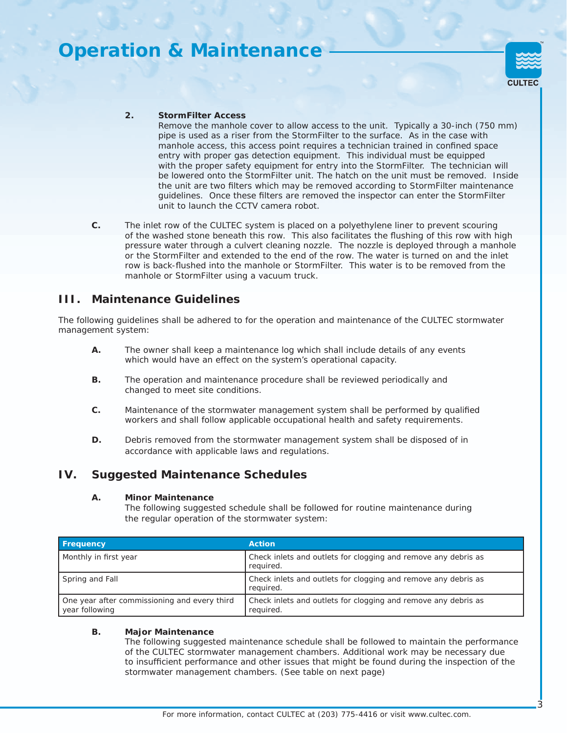# Operation & Maintenance

2. **StormFilter Access**
   Remove the manhole cover to allow access to the unit. Typically a 30-inch (750 mm) pipe is used as a riser from the StormFilter to the surface. As in the case with manhole access, this access point requires a technician trained in confined space entry with proper gas detection equipment. This individual must be equipped with the proper safety equipment for entry into the StormFilter. The technician will be lowered onto the StormFilter unit. The hatch on the unit must be removed. Inside the unit are two filters which may be removed according to StormFilter maintenance guidelines. Once these filters are removed the inspector can enter the StormFilter unit to launch the CCTV camera robot.

**C.** The inlet row of the CULTEC system is placed on a polyethylene liner to prevent scouring of the washed stone beneath this row. This also facilitates the flushing of this row with high pressure water through a culvert cleaning nozzle. The nozzle is deployed through a manhole or the StormFilter and extended to the end of the row. The water is turned on and the inlet row is back-flushed into the manhole or StormFilter. This water is to be removed from the manhole or StormFilter using a vacuum truck.

## III. Maintenance Guidelines

The following guidelines shall be adhered to for the operation and maintenance of the CULTEC stormwater management system:

**A.** The owner shall keep a maintenance log which shall include details of any events which would have an effect on the system's operational capacity.

**B.** The operation and maintenance procedure shall be reviewed periodically and changed to meet site conditions.

**C.** Maintenance of the stormwater management system shall be performed by qualified workers and shall follow applicable occupational health and safety requirements.

**D.** Debris removed from the stormwater management system shall be disposed of in accordance with applicable laws and regulations.

## IV. Suggested Maintenance Schedules

**A. Minor Maintenance**
The following suggested schedule shall be followed for routine maintenance during the regular operation of the stormwater system:

| Frequency | Action |
|---|---|
| Monthly in first year | Check inlets and outlets for clogging and remove any debris as required. |
| Spring and Fall | Check inlets and outlets for clogging and remove any debris as required. |
| One year after commissioning and every third year following | Check inlets and outlets for clogging and remove any debris as required. |

**B. Major Maintenance**
The following suggested maintenance schedule shall be followed to maintain the performance of the CULTEC stormwater management chambers. Additional work may be necessary due to insufficient performance and other issues that might be found during the inspection of the stormwater management chambers. (See table on next page)

For more information, contact CULTEC at (203) 775-4416 or visit www.cultec.com.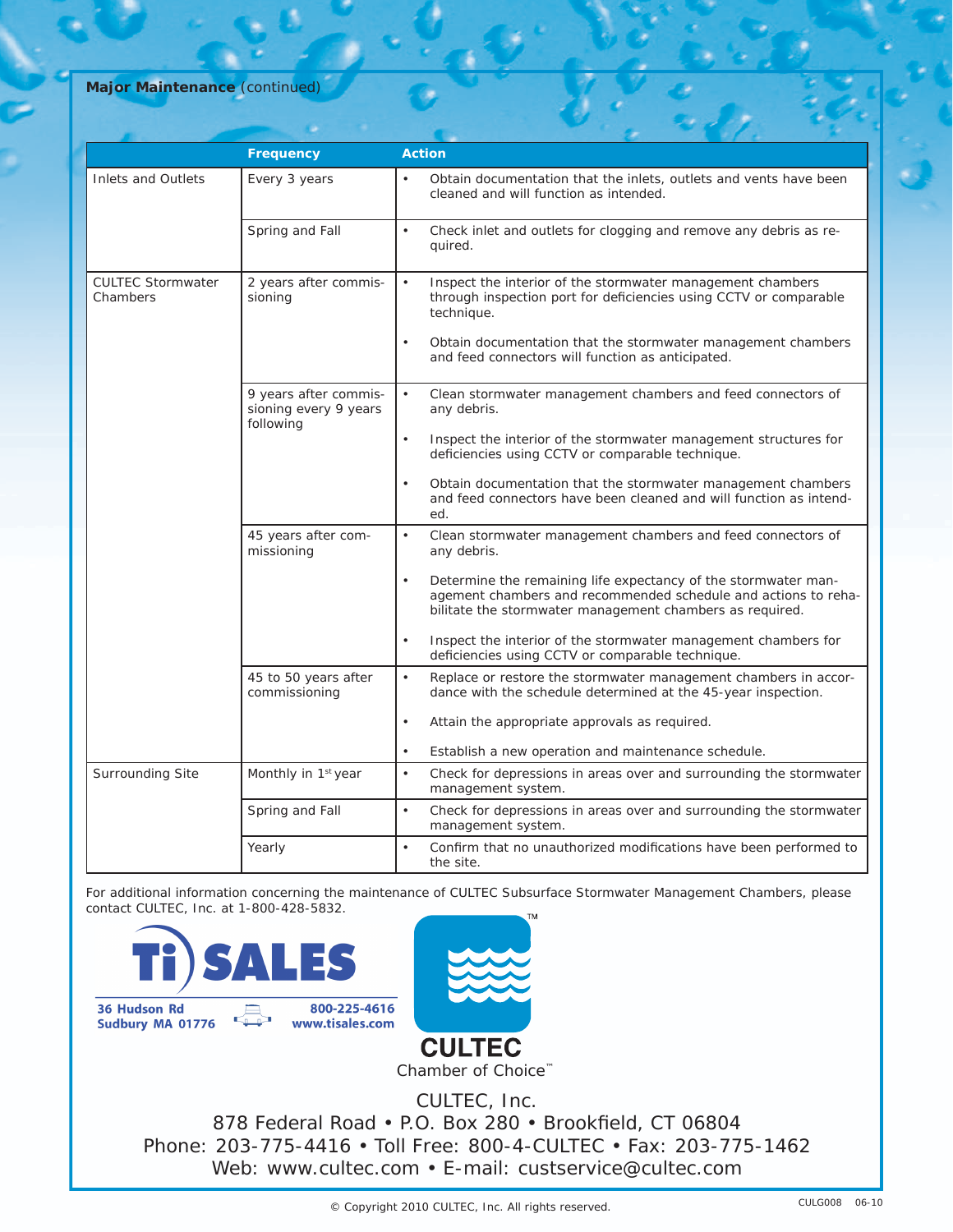**Major Maintenance** (continued)

| | Frequency | Action |
|---|---|---|
| Inlets and Outlets | Every 3 years | • Obtain documentation that the inlets, outlets and vents have been cleaned and will function as intended. |
| | Spring and Fall | • Check inlet and outlets for clogging and remove any debris as required. |
| CULTEC Stormwater Chambers | 2 years after commissioning | • Inspect the interior of the stormwater management chambers through inspection port for deficiencies using CCTV or comparable technique.<br>• Obtain documentation that the stormwater management chambers and feed connectors will function as anticipated. |
| | 9 years after commissioning every 9 years following | • Clean stormwater management chambers and feed connectors of any debris.<br>• Inspect the interior of the stormwater management structures for deficiencies using CCTV or comparable technique.<br>• Obtain documentation that the stormwater management chambers and feed connectors have been cleaned and will function as intended. |
| | 45 years after commissioning | • Clean stormwater management chambers and feed connectors of any debris.<br>• Determine the remaining life expectancy of the stormwater management chambers and recommended schedule and actions to rehabilitate the stormwater management chambers as required.<br>• Inspect the interior of the stormwater management chambers for deficiencies using CCTV or comparable technique. |
| | 45 to 50 years after commissioning | • Replace or restore the stormwater management chambers in accordance with the schedule determined at the 45-year inspection.<br>• Attain the appropriate approvals as required.<br>• Establish a new operation and maintenance schedule. |
| Surrounding Site | Monthly in 1st year | • Check for depressions in areas over and surrounding the stormwater management system. |
| | Spring and Fall | • Check for depressions in areas over and surrounding the stormwater management system. |
| | Yearly | • Confirm that no unauthorized modifications have been performed to the site. |

For additional information concerning the maintenance of CULTEC Subsurface Stormwater Management Chambers, please contact CULTEC, Inc. at 1-800-428-5832.

Ti SALES
36 Hudson Rd
Sudbury MA 01776
800-225-4616
www.tisales.com

CULTEC
Chamber of Choice™

CULTEC, Inc.
878 Federal Road • P.O. Box 280 • Brookfield, CT 06804
Phone: 203-775-4416 • Toll Free: 800-4-CULTEC • Fax: 203-775-1462
Web: www.cultec.com • E-mail: custservice@cultec.com

© Copyright 2010 CULTEC, Inc. All rights reserved.

CULG008 06-10